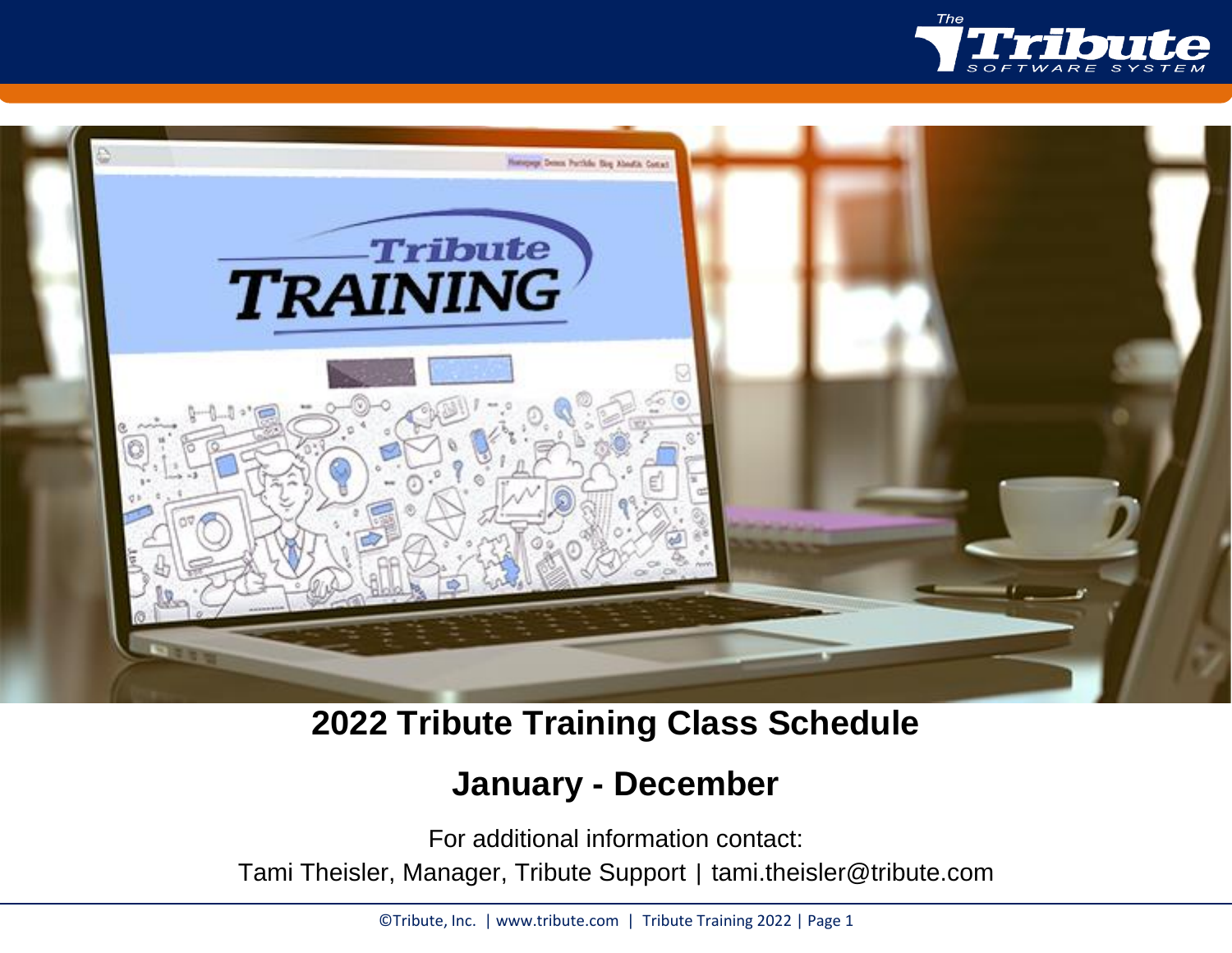# 2022 Tribute Training Class Schedule

## January - December

For additional information contact:

Tami Theisler, Manager, Tribute Support | tami.theisler@tribute.com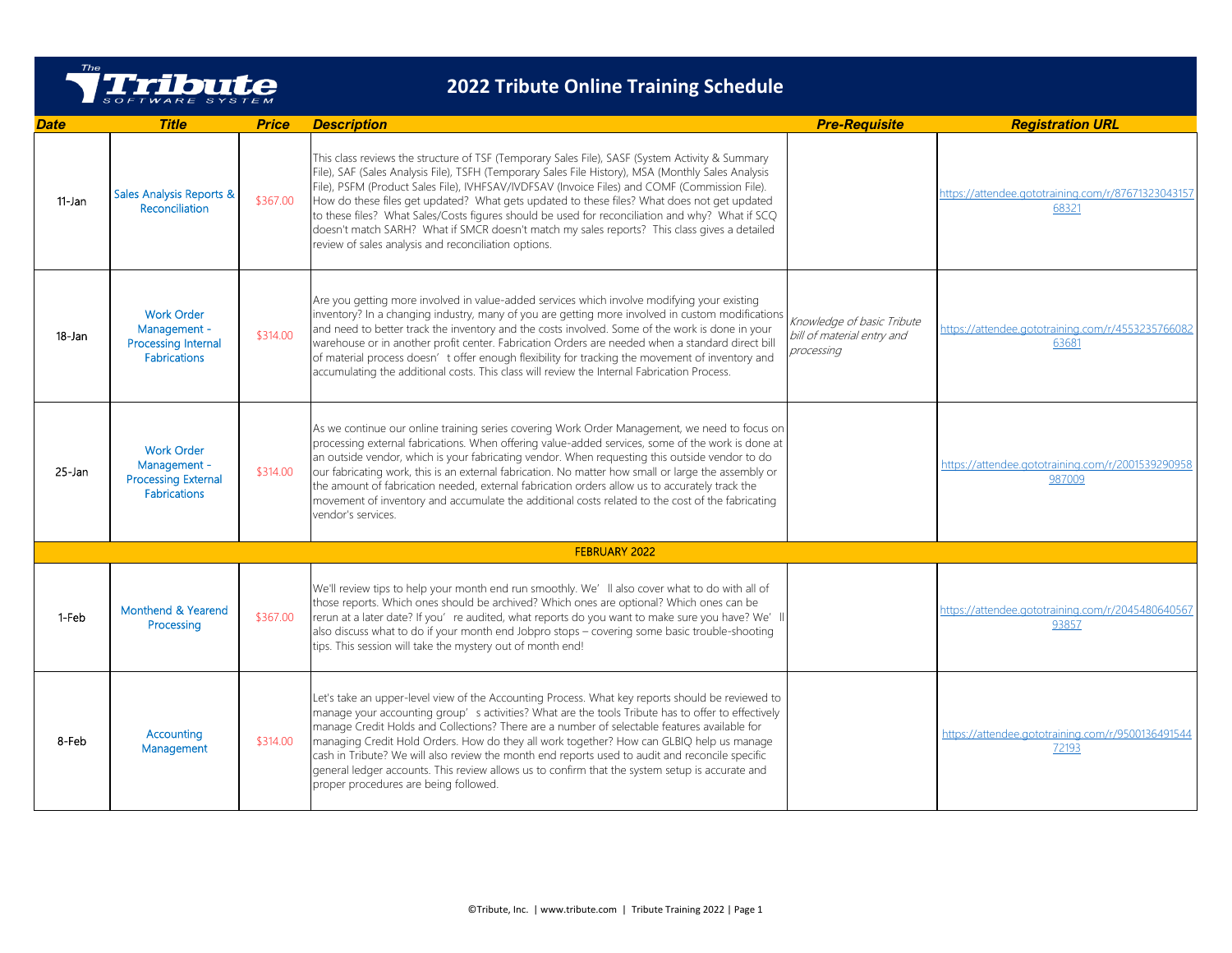# 2022 Tribute Online Training Schedule

| Date | Title | Price | Description | Pre-Requisite | Registration URL |
|---|---|---|---|---|---|
| 11-Jan | Sales Analysis Reports & Reconciliation | $367.00 | This class reviews the structure of TSF (Temporary Sales File), SASF (System Activity & Summary File), SAF (Sales Analysis File), TSFH (Temporary Sales File History), MSA (Monthly Sales Analysis File), PSFM (Product Sales File), IVHFSAV/IVDFSAV (Invoice Files) and COMF (Commission File). How do these files get updated? What gets updated to these files? What does not get updated to these files? What Sales/Costs figures should be used for reconciliation and why? What if SCQ doesn't match SARH? What if SMCR doesn't match my sales reports? This class gives a detailed review of sales analysis and reconciliation options. | | https://attendee.gototraining.com/r/8767132304315768321 |
| 18-Jan | Work Order Management - Processing Internal Fabrications | $314.00 | Are you getting more involved in value-added services which involve modifying your existing inventory? In a changing industry, many of you are getting more involved in custom modifications and need to better track the inventory and the costs involved. Some of the work is done in your warehouse or in another profit center. Fabrication Orders are needed when a standard direct bill of material process doesn't offer enough flexibility for tracking the movement of inventory and accumulating the additional costs. This class will review the Internal Fabrication Process. | *Knowledge of basic Tribute bill of material entry and processing* | https://attendee.gototraining.com/r/455323576608263681 |
| 25-Jan | Work Order Management - Processing External Fabrications | $314.00 | As we continue our online training series covering Work Order Management, we need to focus on processing external fabrications. When offering value-added services, some of the work is done at an outside vendor, which is your fabricating vendor. When requesting this outside vendor to do our fabricating work, this is an external fabrication. No matter how small or large the assembly or the amount of fabrication needed, external fabrication orders allow us to accurately track the movement of inventory and accumulate the additional costs related to the cost of the fabricating vendor's services. | | https://attendee.gototraining.com/r/2001539290958987009 |
| **FEBRUARY 2022** | | | | | |
| 1-Feb | Monthend & Yearend Processing | $367.00 | We'll review tips to help your month end run smoothly. We'll also cover what to do with all of those reports. Which ones should be archived? Which ones are optional? Which ones can be rerun at a later date? If you're audited, what reports do you want to make sure you have? We'll also discuss what to do if your month end Jobpro stops – covering some basic trouble-shooting tips. This session will take the mystery out of month end! | | https://attendee.gototraining.com/r/204548064056793857 |
| 8-Feb | Accounting Management | $314.00 | Let's take an upper-level view of the Accounting Process. What key reports should be reviewed to manage your accounting group's activities? What are the tools Tribute has to offer to effectively manage Credit Holds and Collections? There are a number of selectable features available for managing Credit Hold Orders. How do they all work together? How can GLBIQ help us manage cash in Tribute? We will also review the month end reports used to audit and reconcile specific general ledger accounts. This review allows us to confirm that the system setup is accurate and proper procedures are being followed. | | https://attendee.gototraining.com/r/950013649154472193 |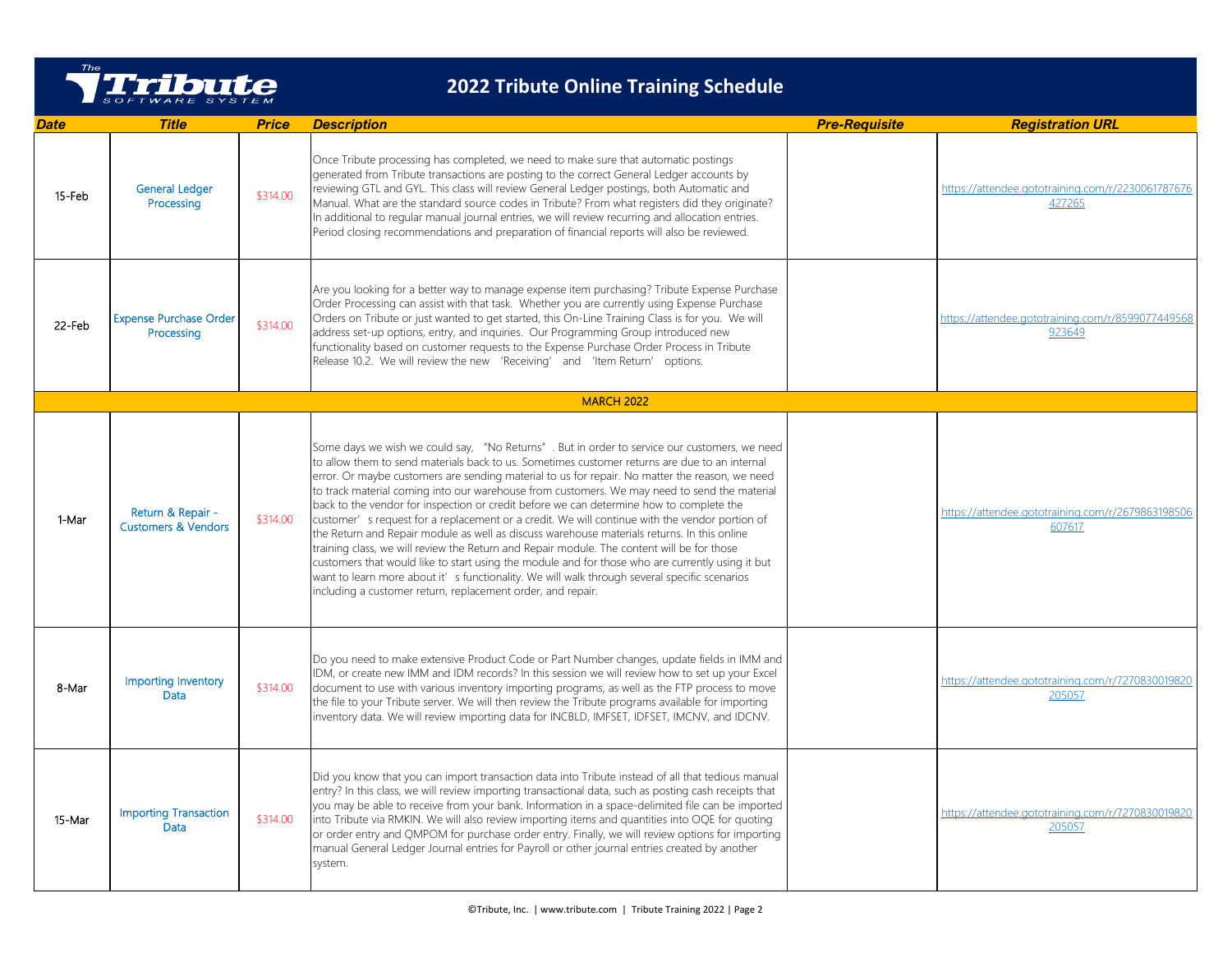# 2022 Tribute Online Training Schedule

| Date | Title | Price | Description | Pre-Requisite | Registration URL |
|---|---|---|---|---|---|
| 15-Feb | General Ledger Processing | $314.00 | Once Tribute processing has completed, we need to make sure that automatic postings generated from Tribute transactions are posting to the correct General Ledger accounts by reviewing GTL and GYL. This class will review General Ledger postings, both Automatic and Manual. What are the standard source codes in Tribute? From what registers did they originate? In additional to regular manual journal entries, we will review recurring and allocation entries. Period closing recommendations and preparation of financial reports will also be reviewed. | | https://attendee.gototraining.com/r/2230061787676427265 |
| 22-Feb | Expense Purchase Order Processing | $314.00 | Are you looking for a better way to manage expense item purchasing? Tribute Expense Purchase Order Processing can assist with that task. Whether you are currently using Expense Purchase Orders on Tribute or just wanted to get started, this On-Line Training Class is for you. We will address set-up options, entry, and inquiries. Our Programming Group introduced new functionality based on customer requests to the Expense Purchase Order Process in Tribute Release 10.2. We will review the new 'Receiving' and 'Item Return' options. | | https://attendee.gototraining.com/r/8599077449568923649 |
| **MARCH 2022** | | | | | |
| 1-Mar | Return & Repair - Customers & Vendors | $314.00 | Some days we wish we could say, "No Returns". But in order to service our customers, we need to allow them to send materials back to us. Sometimes customer returns are due to an internal error. Or maybe customers are sending material to us for repair. No matter the reason, we need to track material coming into our warehouse from customers. We may need to send the material back to the vendor for inspection or credit before we can determine how to complete the customer's request for a replacement or a credit. We will continue with the vendor portion of the Return and Repair module as well as discuss warehouse materials returns. In this online training class, we will review the Return and Repair module. The content will be for those customers that would like to start using the module and for those who are currently using it but want to learn more about it's functionality. We will walk through several specific scenarios including a customer return, replacement order, and repair. | | https://attendee.gototraining.com/r/2679863198506607617 |
| 8-Mar | Importing Inventory Data | $314.00 | Do you need to make extensive Product Code or Part Number changes, update fields in IMM and IDM, or create new IMM and IDM records? In this session we will review how to set up your Excel document to use with various inventory importing programs, as well as the FTP process to move the file to your Tribute server. We will then review the Tribute programs available for importing inventory data. We will review importing data for INCBLD, IMFSET, IDFSET, IMCNV, and IDCNV. | | https://attendee.gototraining.com/r/7270830019820205057 |
| 15-Mar | Importing Transaction Data | $314.00 | Did you know that you can import transaction data into Tribute instead of all that tedious manual entry? In this class, we will review importing transactional data, such as posting cash receipts that you may be able to receive from your bank. Information in a space-delimited file can be imported into Tribute via RMKIN. We will also review importing items and quantities into OQE for quoting or order entry and QMPOM for purchase order entry. Finally, we will review options for importing manual General Ledger Journal entries for Payroll or other journal entries created by another system. | | https://attendee.gototraining.com/r/7270830019820205057 |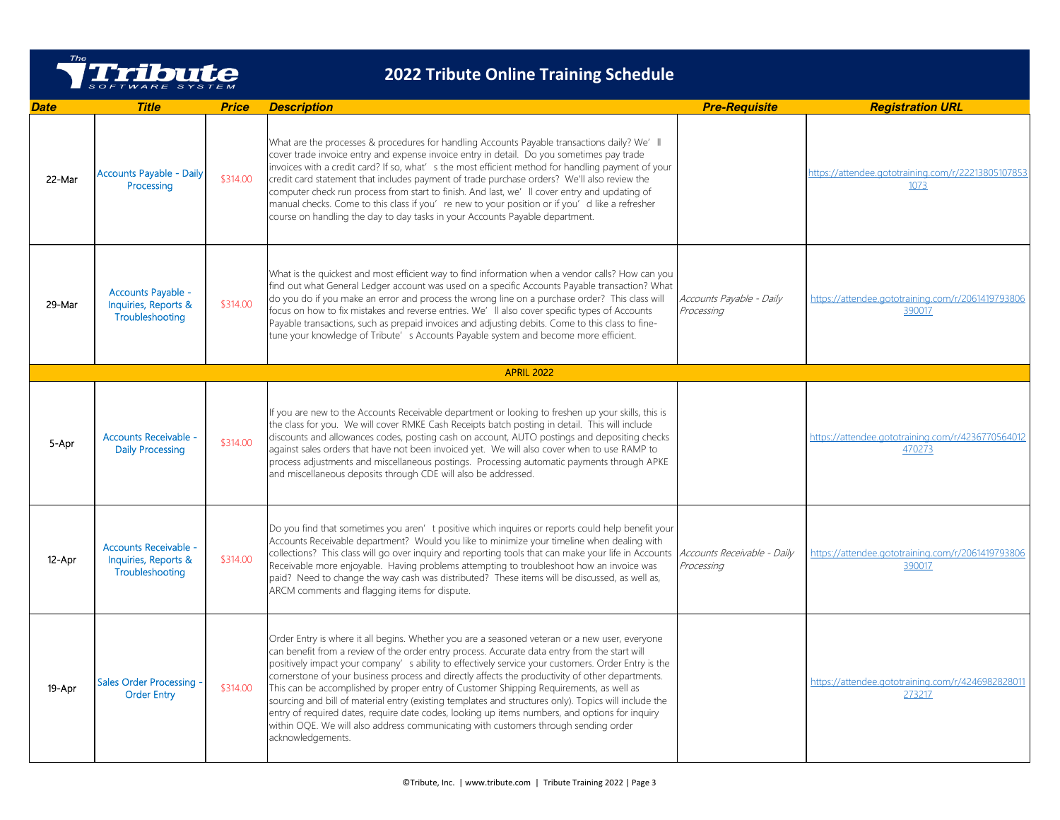# 2022 Tribute Online Training Schedule

| Date | Title | Price | Description | Pre-Requisite | Registration URL |
|---|---|---|---|---|---|
| 22-Mar | Accounts Payable - Daily Processing | $314.00 | What are the processes & procedures for handling Accounts Payable transactions daily? We'll cover trade invoice entry and expense invoice entry in detail. Do you sometimes pay trade invoices with a credit card? If so, what's the most efficient method for handling payment of your credit card statement that includes payment of trade purchase orders? We'll also review the computer check run process from start to finish. And last, we'll cover entry and updating of manual checks. Come to this class if you're new to your position or if you'd like a refresher course on handling the day to day tasks in your Accounts Payable department. | | https://attendee.gototraining.com/r/2221380510785 31073 |
| 29-Mar | Accounts Payable - Inquiries, Reports & Troubleshooting | $314.00 | What is the quickest and most efficient way to find information when a vendor calls? How can you find out what General Ledger account was used on a specific Accounts Payable transaction? What do you do if you make an error and process the wrong line on a purchase order? This class will focus on how to fix mistakes and reverse entries. We'll also cover specific types of Accounts Payable transactions, such as prepaid invoices and adjusting debits. Come to this class to fine-tune your knowledge of Tribute's Accounts Payable system and become more efficient. | *Accounts Payable - Daily Processing* | https://attendee.gototraining.com/r/2061419793806 390017 |
| **APRIL 2022** | | | | | |
| 5-Apr | Accounts Receivable - Daily Processing | $314.00 | If you are new to the Accounts Receivable department or looking to freshen up your skills, this is the class for you. We will cover RMKE Cash Receipts batch posting in detail. This will include discounts and allowances codes, posting cash on account, AUTO postings and depositing checks against sales orders that have not been invoiced yet. We will also cover when to use RAMP to process adjustments and miscellaneous postings. Processing automatic payments through APKE and miscellaneous deposits through CDE will also be addressed. | | https://attendee.gototraining.com/r/4236770564012 470273 |
| 12-Apr | Accounts Receivable - Inquiries, Reports & Troubleshooting | $314.00 | Do you find that sometimes you aren't positive which inquires or reports could help benefit your Accounts Receivable department? Would you like to minimize your timeline when dealing with collections? This class will go over inquiry and reporting tools that can make your life in Accounts Receivable more enjoyable. Having problems attempting to troubleshoot how an invoice was paid? Need to change the way cash was distributed? These items will be discussed, as well as, ARCM comments and flagging items for dispute. | *Accounts Receivable - Daily Processing* | https://attendee.gototraining.com/r/2061419793806 390017 |
| 19-Apr | Sales Order Processing - Order Entry | $314.00 | Order Entry is where it all begins. Whether you are a seasoned veteran or a new user, everyone can benefit from a review of the order entry process. Accurate data entry from the start will positively impact your company's ability to effectively service your customers. Order Entry is the cornerstone of your business process and directly affects the productivity of other departments. This can be accomplished by proper entry of Customer Shipping Requirements, as well as sourcing and bill of material entry (existing templates and structures only). Topics will include the entry of required dates, require date codes, looking up items numbers, and options for inquiry within OQE. We will also address communicating with customers through sending order acknowledgements. | | https://attendee.gototraining.com/r/4246982828011 273217 |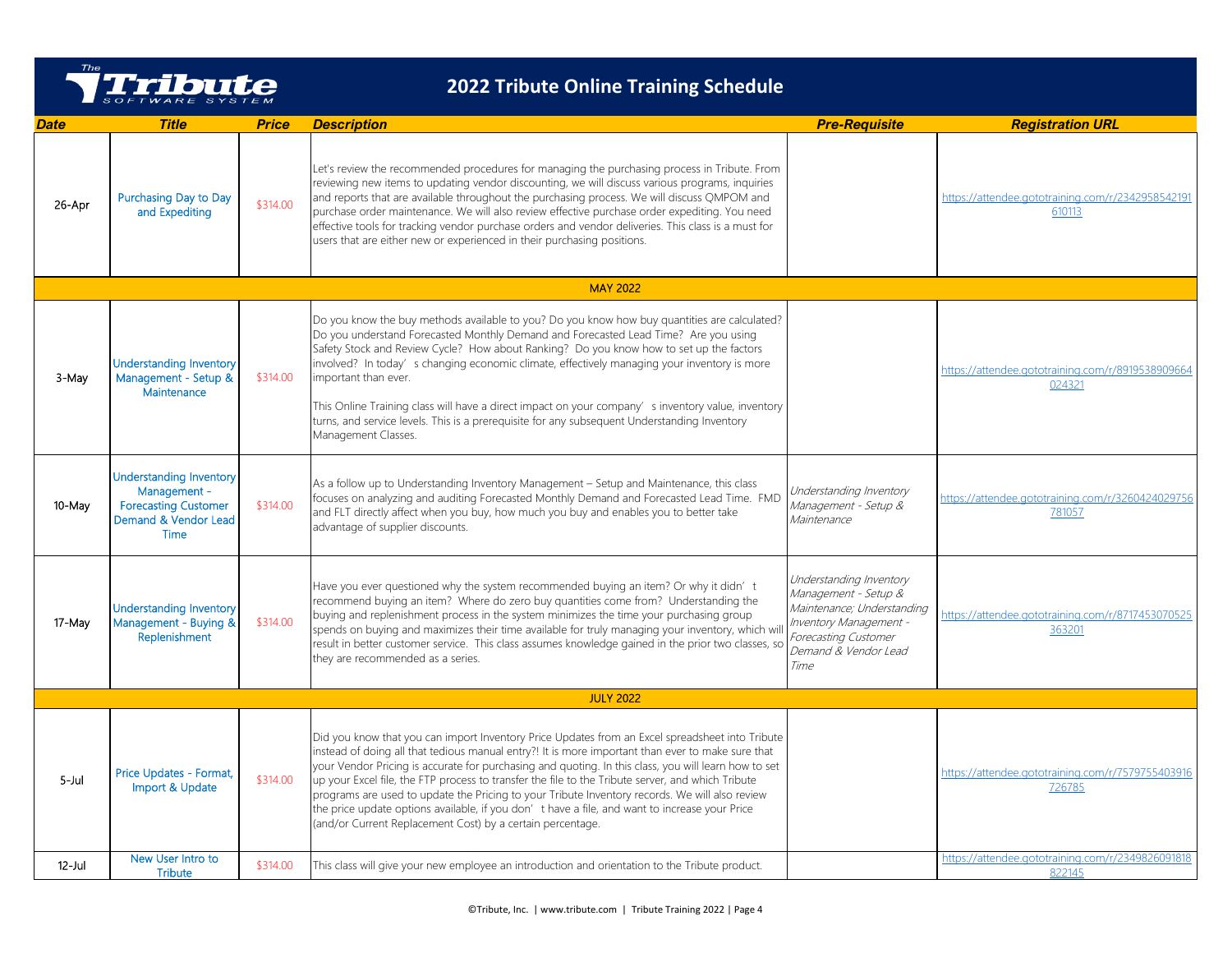# 2022 Tribute Online Training Schedule

| Date | Title | Price | Description | Pre-Requisite | Registration URL |
|---|---|---|---|---|---|
| 26-Apr | Purchasing Day to Day and Expediting | $314.00 | Let's review the recommended procedures for managing the purchasing process in Tribute. From reviewing new items to updating vendor discounting, we will discuss various programs, inquiries and reports that are available throughout the purchasing process. We will discuss QMPOM and purchase order maintenance. We will also review effective purchase order expediting. You need effective tools for tracking vendor purchase orders and vendor deliveries. This class is a must for users that are either new or experienced in their purchasing positions. | | https://attendee.gototraining.com/r/2342958542191610113 |
| **MAY 2022** | | | | | |
| 3-May | Understanding Inventory Management - Setup & Maintenance | $314.00 | Do you know the buy methods available to you? Do you know how buy quantities are calculated? Do you understand Forecasted Monthly Demand and Forecasted Lead Time? Are you using Safety Stock and Review Cycle? How about Ranking? Do you know how to set up the factors involved? In today's changing economic climate, effectively managing your inventory is more important than ever. This Online Training class will have a direct impact on your company's inventory value, inventory turns, and service levels. This is a prerequisite for any subsequent Understanding Inventory Management Classes. | | https://attendee.gototraining.com/r/8919538909664024321 |
| 10-May | Understanding Inventory Management - Forecasting Customer Demand & Vendor Lead Time | $314.00 | As a follow up to Understanding Inventory Management – Setup and Maintenance, this class focuses on analyzing and auditing Forecasted Monthly Demand and Forecasted Lead Time. FMD and FLT directly affect when you buy, how much you buy and enables you to better take advantage of supplier discounts. | *Understanding Inventory Management - Setup & Maintenance* | https://attendee.gototraining.com/r/3260424029756781057 |
| 17-May | Understanding Inventory Management - Buying & Replenishment | $314.00 | Have you ever questioned why the system recommended buying an item? Or why it didn't recommend buying an item? Where do zero buy quantities come from? Understanding the buying and replenishment process in the system minimizes the time your purchasing group spends on buying and maximizes their time available for truly managing your inventory, which will result in better customer service. This class assumes knowledge gained in the prior two classes, so they are recommended as a series. | *Understanding Inventory Management - Setup & Maintenance; Understanding Inventory Management - Forecasting Customer Demand & Vendor Lead Time* | https://attendee.gototraining.com/r/8717453070525363201 |
| **JULY 2022** | | | | | |
| 5-Jul | Price Updates - Format, Import & Update | $314.00 | Did you know that you can import Inventory Price Updates from an Excel spreadsheet into Tribute instead of doing all that tedious manual entry?! It is more important than ever to make sure that your Vendor Pricing is accurate for purchasing and quoting. In this class, you will learn how to set up your Excel file, the FTP process to transfer the file to the Tribute server, and which Tribute programs are used to update the Pricing to your Tribute Inventory records. We will also review the price update options available, if you don't have a file, and want to increase your Price (and/or Current Replacement Cost) by a certain percentage. | | https://attendee.gototraining.com/r/7579755403916726785 |
| 12-Jul | New User Intro to Tribute | $314.00 | This class will give your new employee an introduction and orientation to the Tribute product. | | https://attendee.gototraining.com/r/2349826091818822145 |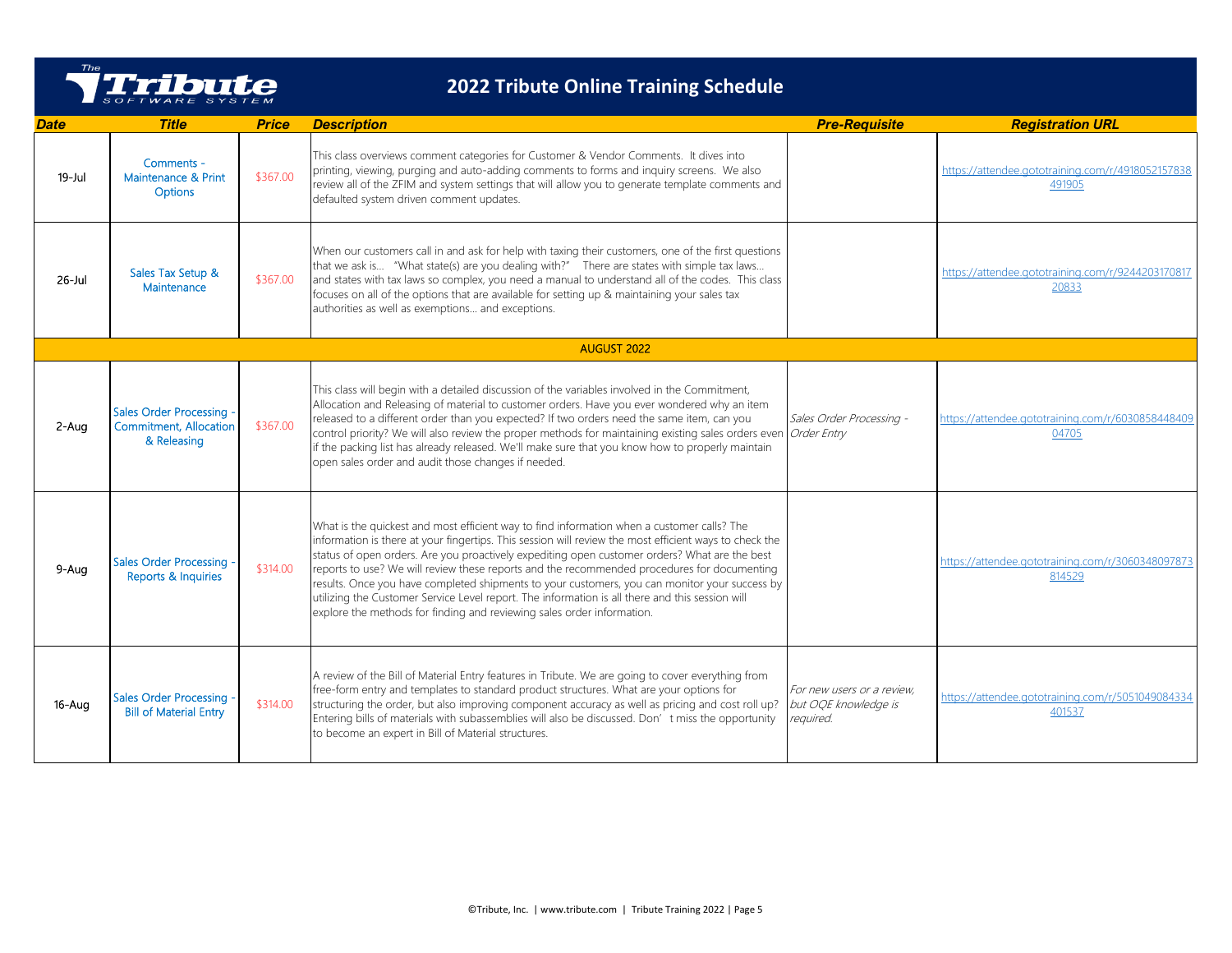# 2022 Tribute Online Training Schedule

| Date | Title | Price | Description | Pre-Requisite | Registration URL |
|---|---|---|---|---|---|
| 19-Jul | Comments - Maintenance & Print Options | $367.00 | This class overviews comment categories for Customer & Vendor Comments. It dives into printing, viewing, purging and auto-adding comments to forms and inquiry screens. We also review all of the ZFIM and system settings that will allow you to generate template comments and defaulted system driven comment updates. | | https://attendee.gototraining.com/r/4918052157838491905 |
| 26-Jul | Sales Tax Setup & Maintenance | $367.00 | When our customers call in and ask for help with taxing their customers, one of the first questions that we ask is… "What state(s) are you dealing with?" There are states with simple tax laws… and states with tax laws so complex, you need a manual to understand all of the codes. This class focuses on all of the options that are available for setting up & maintaining your sales tax authorities as well as exemptions… and exceptions. | | https://attendee.gototraining.com/r/924420317081720833 |
| **AUGUST 2022** | | | | | |
| 2-Aug | Sales Order Processing - Commitment, Allocation & Releasing | $367.00 | This class will begin with a detailed discussion of the variables involved in the Commitment, Allocation and Releasing of material to customer orders. Have you ever wondered why an item released to a different order than you expected? If two orders need the same item, can you control priority? We will also review the proper methods for maintaining existing sales orders even if the packing list has already released. We'll make sure that you know how to properly maintain open sales order and audit those changes if needed. | *Sales Order Processing - Order Entry* | https://attendee.gototraining.com/r/603085844840904705 |
| 9-Aug | Sales Order Processing - Reports & Inquiries | $314.00 | What is the quickest and most efficient way to find information when a customer calls? The information is there at your fingertips. This session will review the most efficient ways to check the status of open orders. Are you proactively expediting open customer orders? What are the best reports to use? We will review these reports and the recommended procedures for documenting results. Once you have completed shipments to your customers, you can monitor your success by utilizing the Customer Service Level report. The information is all there and this session will explore the methods for finding and reviewing sales order information. | | https://attendee.gototraining.com/r/3060348097873814529 |
| 16-Aug | Sales Order Processing - Bill of Material Entry | $314.00 | A review of the Bill of Material Entry features in Tribute. We are going to cover everything from free-form entry and templates to standard product structures. What are your options for structuring the order, but also improving component accuracy as well as pricing and cost roll up? Entering bills of materials with subassemblies will also be discussed. Don't miss the opportunity to become an expert in Bill of Material structures. | *For new users or a review, but OQE knowledge is required.* | https://attendee.gototraining.com/r/5051049084334401537 |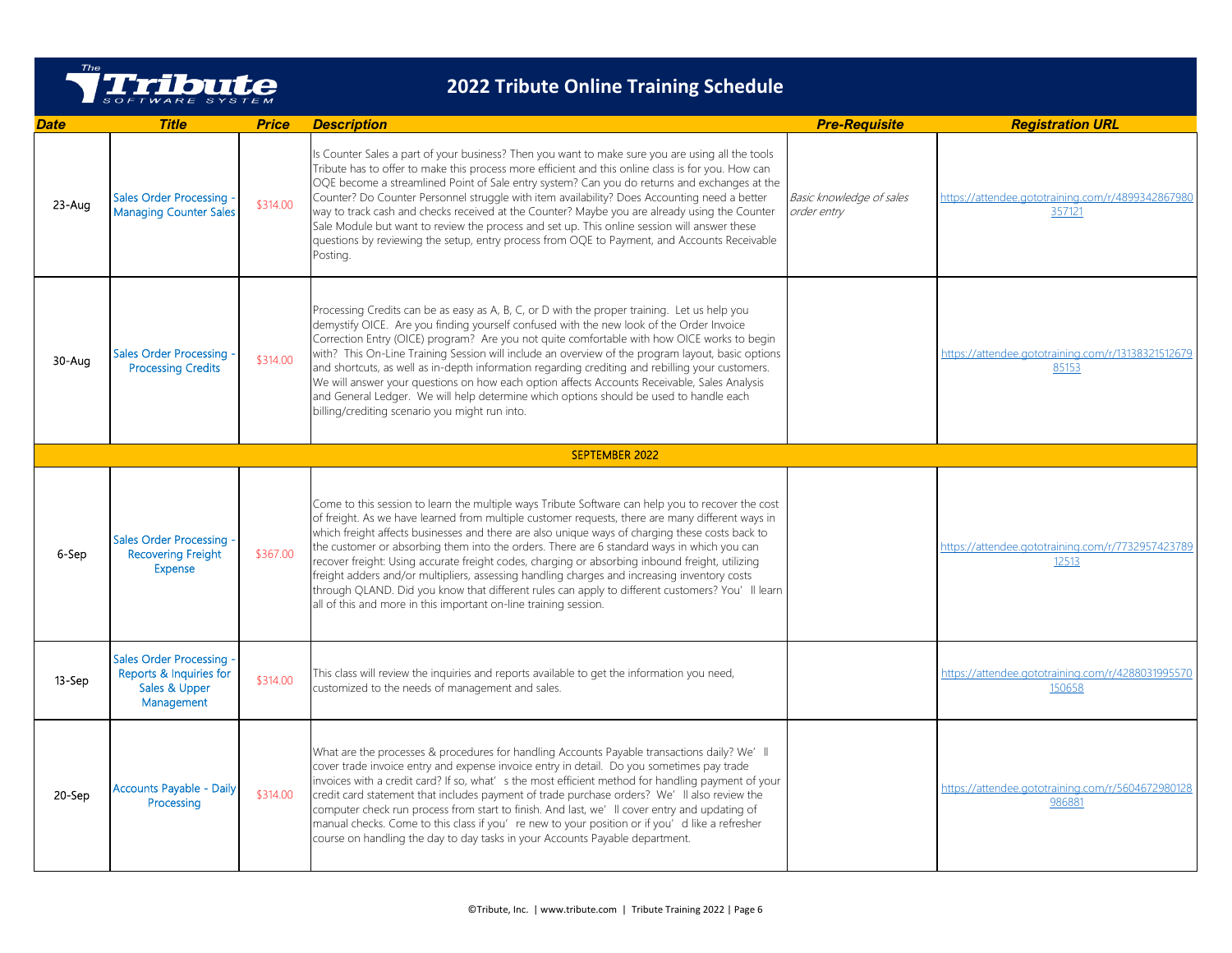# 2022 Tribute Online Training Schedule

| Date | Title | Price | Description | Pre-Requisite | Registration URL |
|---|---|---|---|---|---|
| 23-Aug | Sales Order Processing - Managing Counter Sales | $314.00 | Is Counter Sales a part of your business? Then you want to make sure you are using all the tools Tribute has to offer to make this process more efficient and this online class is for you. How can OQE become a streamlined Point of Sale entry system? Can you do returns and exchanges at the Counter? Do Counter Personnel struggle with item availability? Does Accounting need a better way to track cash and checks received at the Counter? Maybe you are already using the Counter Sale Module but want to review the process and set up. This online session will answer these questions by reviewing the setup, entry process from OQE to Payment, and Accounts Receivable Posting. | *Basic knowledge of sales order entry* | https://attendee.gototraining.com/r/4899342867980357121 |
| 30-Aug | Sales Order Processing - Processing Credits | $314.00 | Processing Credits can be as easy as A, B, C, or D with the proper training. Let us help you demystify OICE. Are you finding yourself confused with the new look of the Order Invoice Correction Entry (OICE) program? Are you not quite comfortable with how OICE works to begin with? This On-Line Training Session will include an overview of the program layout, basic options and shortcuts, as well as in-depth information regarding crediting and rebilling your customers. We will answer your questions on how each option affects Accounts Receivable, Sales Analysis and General Ledger. We will help determine which options should be used to handle each billing/crediting scenario you might run into. | | https://attendee.gototraining.com/r/1313832151267985153 |
| **SEPTEMBER 2022** | | | | | |
| 6-Sep | Sales Order Processing - Recovering Freight Expense | $367.00 | Come to this session to learn the multiple ways Tribute Software can help you to recover the cost of freight. As we have learned from multiple customer requests, there are many different ways in which freight affects businesses and there are also unique ways of charging these costs back to the customer or absorbing them into the orders. There are 6 standard ways in which you can recover freight: Using accurate freight codes, charging or absorbing inbound freight, utilizing freight adders and/or multipliers, assessing handling charges and increasing inventory costs through QLAND. Did you know that different rules can apply to different customers? You'll learn all of this and more in this important on-line training session. | | https://attendee.gototraining.com/r/773295742378912513 |
| 13-Sep | Sales Order Processing - Reports & Inquiries for Sales & Upper Management | $314.00 | This class will review the inquiries and reports available to get the information you need, customized to the needs of management and sales. | | https://attendee.gototraining.com/r/4288031995570150658 |
| 20-Sep | Accounts Payable - Daily Processing | $314.00 | What are the processes & procedures for handling Accounts Payable transactions daily? We'll cover trade invoice entry and expense invoice entry in detail. Do you sometimes pay trade invoices with a credit card? If so, what's the most efficient method for handling payment of your credit card statement that includes payment of trade purchase orders? We'll also review the computer check run process from start to finish. And last, we'll cover entry and updating of manual checks. Come to this class if you're new to your position or if you'd like a refresher course on handling the day to day tasks in your Accounts Payable department. | | https://attendee.gototraining.com/r/5604672980128986881 |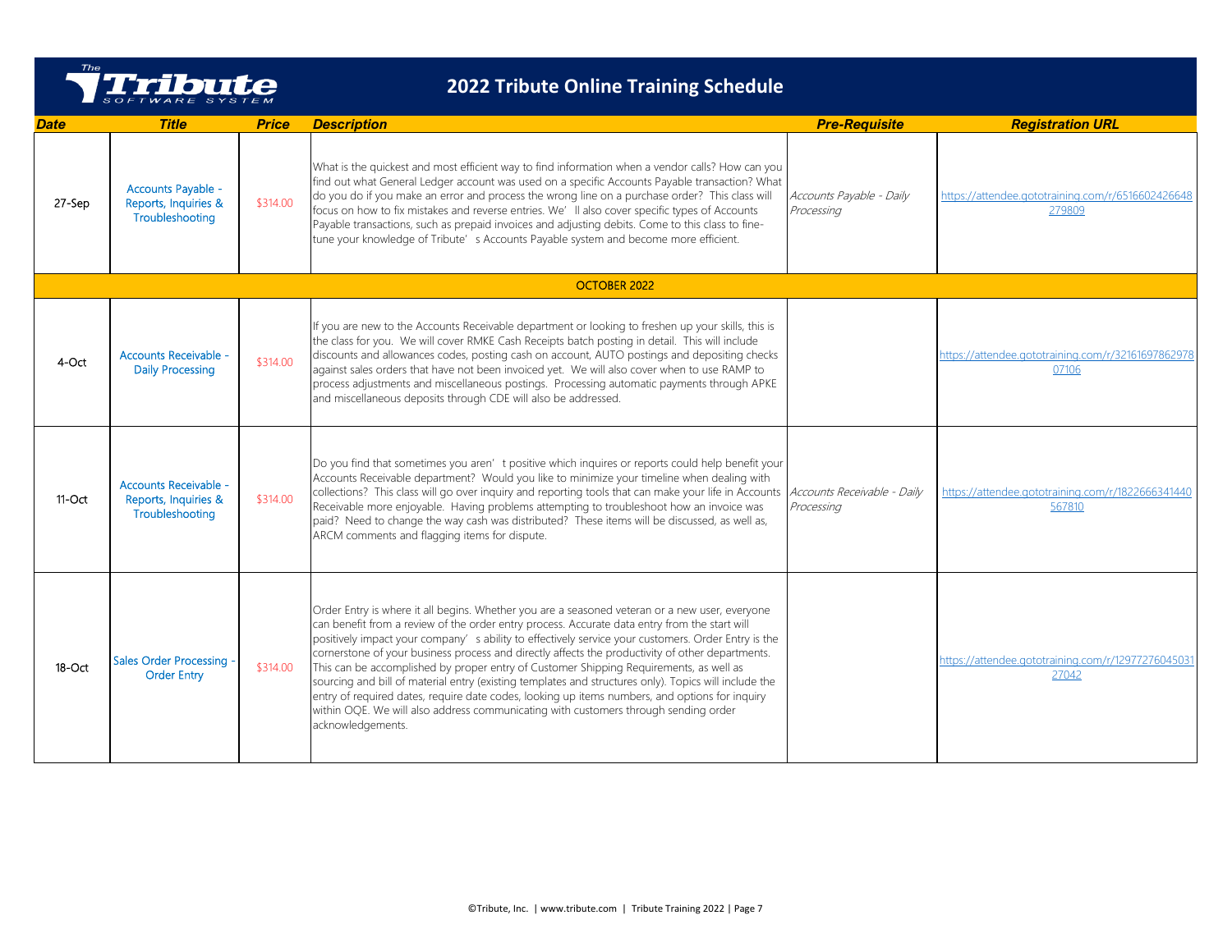# 2022 Tribute Online Training Schedule

| Date | Title | Price | Description | Pre-Requisite | Registration URL |
|---|---|---|---|---|---|
| 27-Sep | Accounts Payable - Reports, Inquiries & Troubleshooting | $314.00 | What is the quickest and most efficient way to find information when a vendor calls? How can you find out what General Ledger account was used on a specific Accounts Payable transaction? What do you do if you make an error and process the wrong line on a purchase order? This class will focus on how to fix mistakes and reverse entries. We'll also cover specific types of Accounts Payable transactions, such as prepaid invoices and adjusting debits. Come to this class to fine-tune your knowledge of Tribute's Accounts Payable system and become more efficient. | *Accounts Payable - Daily Processing* | https://attendee.gototraining.com/r/6516602426648279809 |
| OCTOBER 2022 | | | | | |
| 4-Oct | Accounts Receivable - Daily Processing | $314.00 | If you are new to the Accounts Receivable department or looking to freshen up your skills, this is the class for you. We will cover RMKE Cash Receipts batch posting in detail. This will include discounts and allowances codes, posting cash on account, AUTO postings and depositing checks against sales orders that have not been invoiced yet. We will also cover when to use RAMP to process adjustments and miscellaneous postings. Processing automatic payments through APKE and miscellaneous deposits through CDE will also be addressed. | | https://attendee.gototraining.com/r/3216169786297807106 |
| 11-Oct | Accounts Receivable - Reports, Inquiries & Troubleshooting | $314.00 | Do you find that sometimes you aren't positive which inquires or reports could help benefit your Accounts Receivable department? Would you like to minimize your timeline when dealing with collections? This class will go over inquiry and reporting tools that can make your life in Accounts Receivable more enjoyable. Having problems attempting to troubleshoot how an invoice was paid? Need to change the way cash was distributed? These items will be discussed, as well as, ARCM comments and flagging items for dispute. | *Accounts Receivable - Daily Processing* | https://attendee.gototraining.com/r/1822666341440567810 |
| 18-Oct | Sales Order Processing - Order Entry | $314.00 | Order Entry is where it all begins. Whether you are a seasoned veteran or a new user, everyone can benefit from a review of the order entry process. Accurate data entry from the start will positively impact your company's ability to effectively service your customers. Order Entry is the cornerstone of your business process and directly affects the productivity of other departments. This can be accomplished by proper entry of Customer Shipping Requirements, as well as sourcing and bill of material entry (existing templates and structures only). Topics will include the entry of required dates, require date codes, looking up items numbers, and options for inquiry within OQE. We will also address communicating with customers through sending order acknowledgements. | | https://attendee.gototraining.com/r/1297727604503127042 |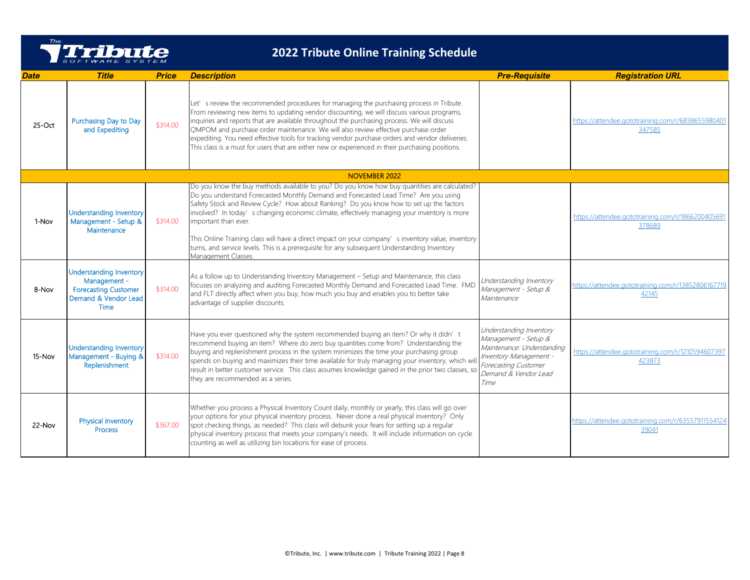# 2022 Tribute Online Training Schedule

| Date | Title | Price | Description | Pre-Requisite | Registration URL |
|---|---|---|---|---|---|
| 25-Oct | Purchasing Day to Day and Expediting | $314.00 | Let's review the recommended procedures for managing the purchasing process in Tribute. From reviewing new items to updating vendor discounting, we will discuss various programs, inquiries and reports that are available throughout the purchasing process. We will discuss QMPOM and purchase order maintenance. We will also review effective purchase order expediting. You need effective tools for tracking vendor purchase orders and vendor deliveries. This class is a must for users that are either new or experienced in their purchasing positions. | | https://attendee.gototraining.com/r/6838655980401347585 |
| NOVEMBER 2022 | | | | | |
| 1-Nov | Understanding Inventory Management - Setup & Maintenance | $314.00 | Do you know the buy methods available to you? Do you know how buy quantities are calculated? Do you understand Forecasted Monthly Demand and Forecasted Lead Time? Are you using Safety Stock and Review Cycle? How about Ranking? Do you know how to set up the factors involved? In today's changing economic climate, effectively managing your inventory is more important than ever.<br><br>This Online Training class will have a direct impact on your company's inventory value, inventory turns, and service levels. This is a prerequisite for any subsequent Understanding Inventory Management Classes. | | https://attendee.gototraining.com/r/1866200405691378689 |
| 8-Nov | Understanding Inventory Management - Forecasting Customer Demand & Vendor Lead Time | $314.00 | As a follow up to Understanding Inventory Management – Setup and Maintenance, this class focuses on analyzing and auditing Forecasted Monthly Demand and Forecasted Lead Time. FMD and FLT directly affect when you buy, how much you buy and enables you to better take advantage of supplier discounts. | *Understanding Inventory Management - Setup & Maintenance* | https://attendee.gototraining.com/r/1385280616771942145 |
| 15-Nov | Understanding Inventory Management - Buying & Replenishment | $314.00 | Have you ever questioned why the system recommended buying an item? Or why it didn't recommend buying an item? Where do zero buy quantities come from? Understanding the buying and replenishment process in the system minimizes the time your purchasing group spends on buying and maximizes their time available for truly managing your inventory, which will result in better customer service. This class assumes knowledge gained in the prior two classes, so they are recommended as a series. | *Understanding Inventory Management - Setup & Maintenance: Understanding Inventory Management - Forecasting Customer Demand & Vendor Lead Time* | https://attendee.gototraining.com/r/1210594607397423873 |
| 22-Nov | Physical Inventory Process | $367.00 | Whether you process a Physical Inventory Count daily, monthly or yearly, this class will go over your options for your physical inventory process. Never done a real physical inventory? Only spot checking things, as needed? This class will debunk your fears for setting up a regular physical inventory process that meets your company's needs. It will include information on cycle counting as well as utilizing bin locations for ease of process. | | https://attendee.gototraining.com/r/6355791155412439041 |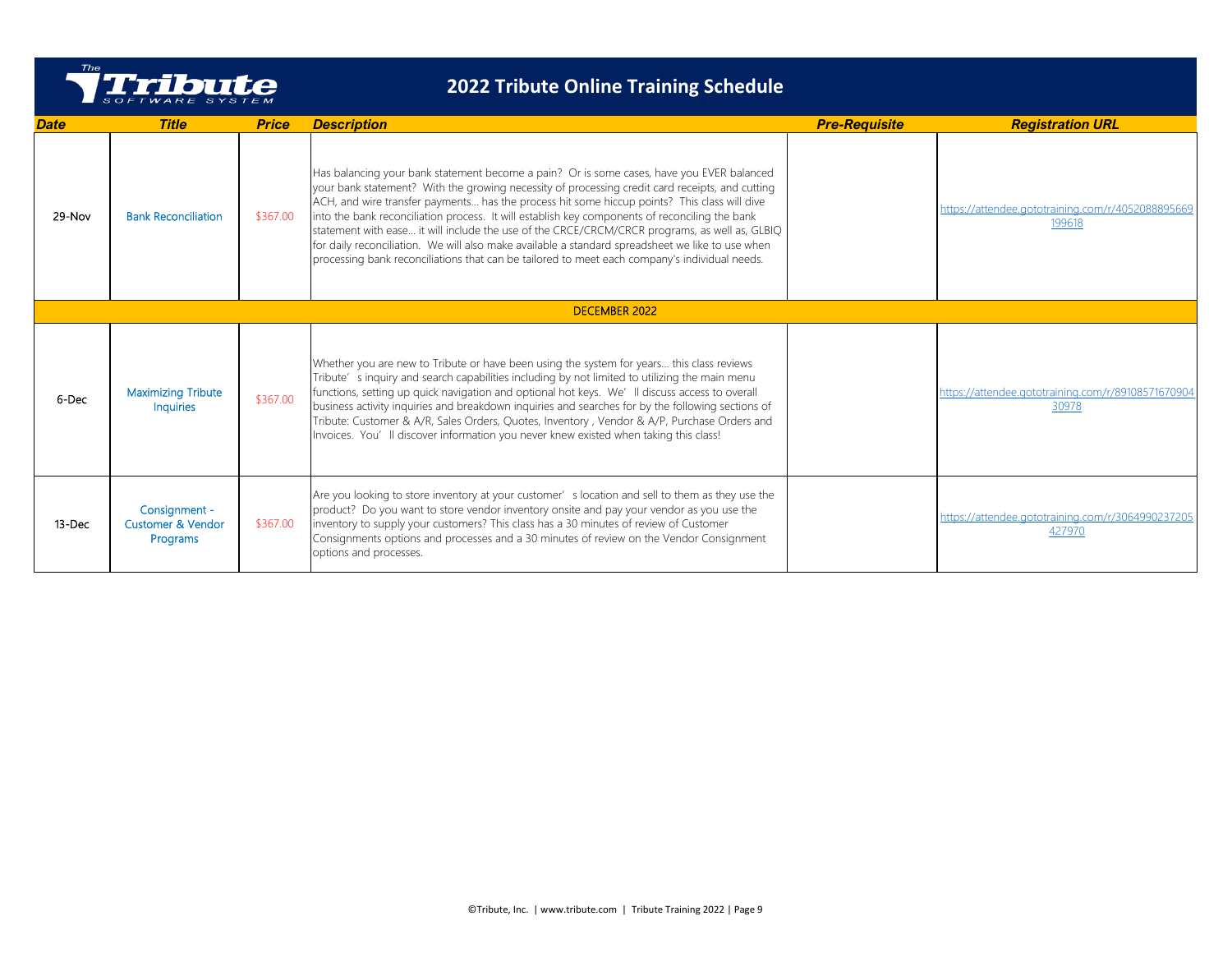# 2022 Tribute Online Training Schedule

| Date | Title | Price | Description | Pre-Requisite | Registration URL |
|---|---|---|---|---|---|
| 29-Nov | Bank Reconciliation | $367.00 | Has balancing your bank statement become a pain? Or is some cases, have you EVER balanced your bank statement? With the growing necessity of processing credit card receipts, and cutting ACH, and wire transfer payments... has the process hit some hiccup points? This class will dive into the bank reconciliation process. It will establish key components of reconciling the bank statement with ease... it will include the use of the CRCE/CRCM/CRCR programs, as well as, GLBIQ for daily reconciliation. We will also make available a standard spreadsheet we like to use when processing bank reconciliations that can be tailored to meet each company's individual needs. | | https://attendee.gototraining.com/r/4052088895669199618 |
| DECEMBER 2022 | | | | | |
| 6-Dec | Maximizing Tribute Inquiries | $367.00 | Whether you are new to Tribute or have been using the system for years... this class reviews Tribute's inquiry and search capabilities including by not limited to utilizing the main menu functions, setting up quick navigation and optional hot keys. We'll discuss access to overall business activity inquiries and breakdown inquiries and searches for by the following sections of Tribute: Customer & A/R, Sales Orders, Quotes, Inventory , Vendor & A/P, Purchase Orders and Invoices. You'll discover information you never knew existed when taking this class! | | https://attendee.gototraining.com/r/8910857167090430978 |
| 13-Dec | Consignment - Customer & Vendor Programs | $367.00 | Are you looking to store inventory at your customer's location and sell to them as they use the product? Do you want to store vendor inventory onsite and pay your vendor as you use the inventory to supply your customers? This class has a 30 minutes of review of Customer Consignments options and processes and a 30 minutes of review on the Vendor Consignment options and processes. | | https://attendee.gototraining.com/r/3064990237205427970 |